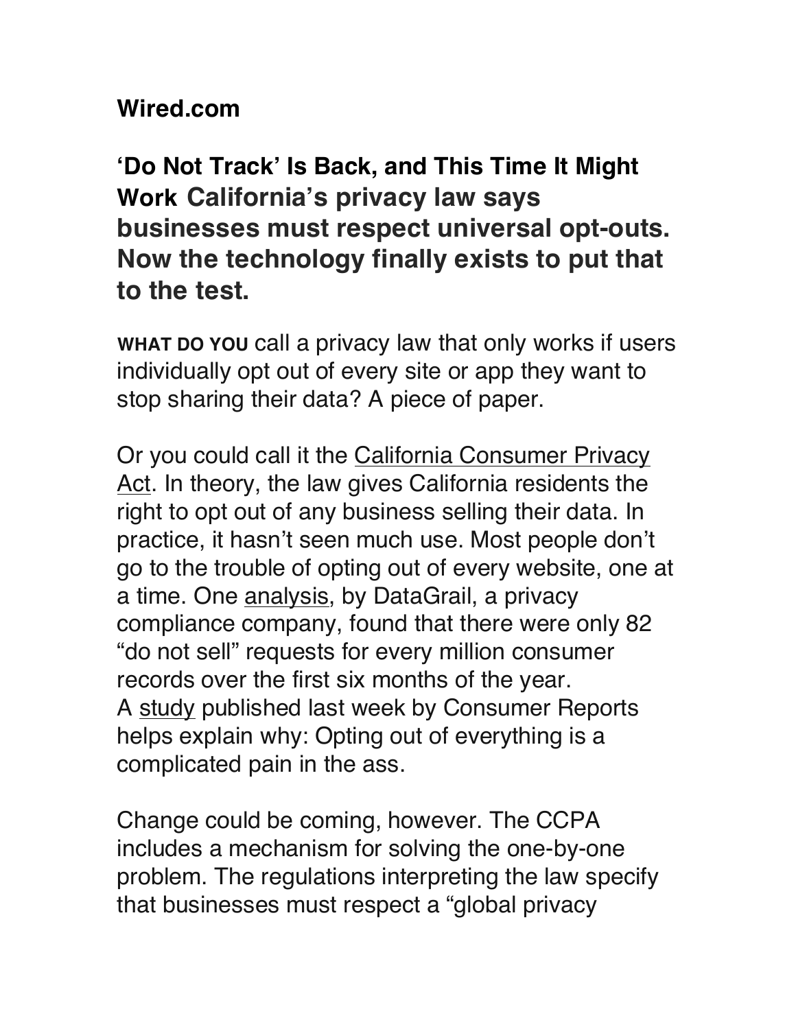**Wired.com**

# 'Do Not Track' Is Back, and This Time It Might Work

## California's privacy law says businesses must respect universal opt-outs. Now the technology finally exists to put that to the test.

**WHAT DO YOU** call a privacy law that only works if users individually opt out of every site or app they want to stop sharing their data? A piece of paper.

Or you could call it the California Consumer Privacy Act. In theory, the law gives California residents the right to opt out of any business selling their data. In practice, it hasn't seen much use. Most people don't go to the trouble of opting out of every website, one at a time. One analysis, by DataGrail, a privacy compliance company, found that there were only 82 "do not sell" requests for every million consumer records over the first six months of the year. A study published last week by Consumer Reports helps explain why: Opting out of everything is a complicated pain in the ass.

Change could be coming, however. The CCPA includes a mechanism for solving the one-by-one problem. The regulations interpreting the law specify that businesses must respect a "global privacy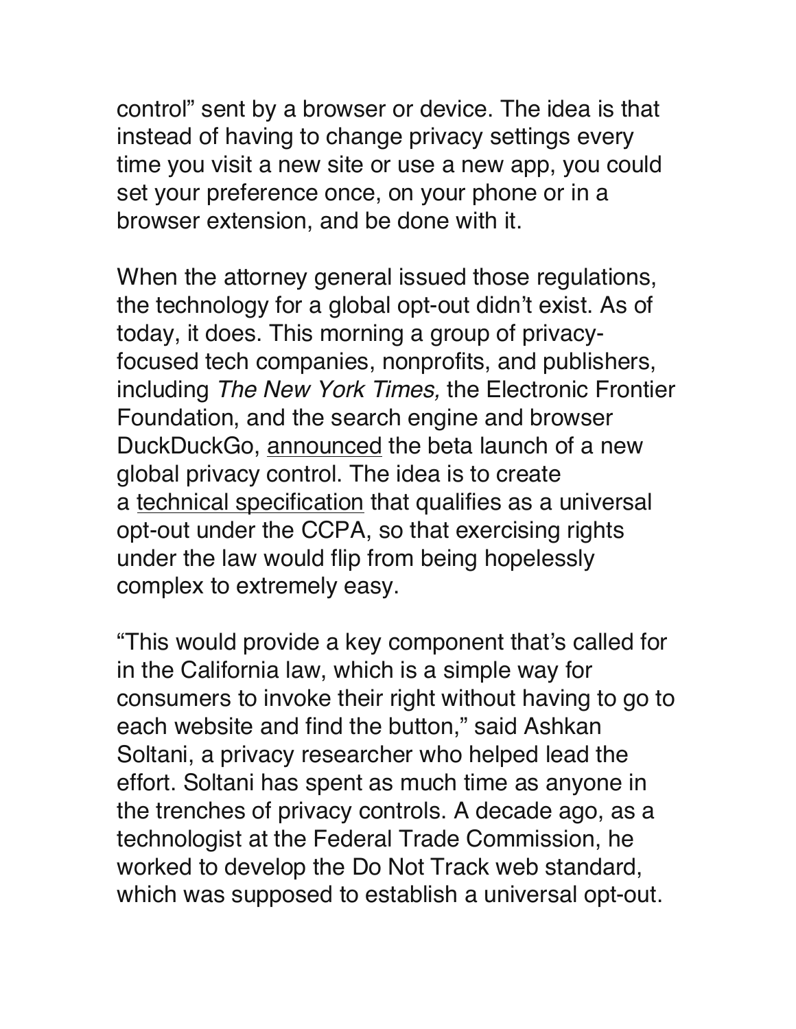control” sent by a browser or device. The idea is that instead of having to change privacy settings every time you visit a new site or use a new app, you could set your preference once, on your phone or in a browser extension, and be done with it.

When the attorney general issued those regulations, the technology for a global opt-out didn’t exist. As of today, it does. This morning a group of privacy-focused tech companies, nonprofits, and publishers, including *The New York Times,* the Electronic Frontier Foundation, and the search engine and browser DuckDuckGo, announced the beta launch of a new global privacy control. The idea is to create a technical specification that qualifies as a universal opt-out under the CCPA, so that exercising rights under the law would flip from being hopelessly complex to extremely easy.

“This would provide a key component that’s called for in the California law, which is a simple way for consumers to invoke their right without having to go to each website and find the button,” said Ashkan Soltani, a privacy researcher who helped lead the effort. Soltani has spent as much time as anyone in the trenches of privacy controls. A decade ago, as a technologist at the Federal Trade Commission, he worked to develop the Do Not Track web standard, which was supposed to establish a universal opt-out.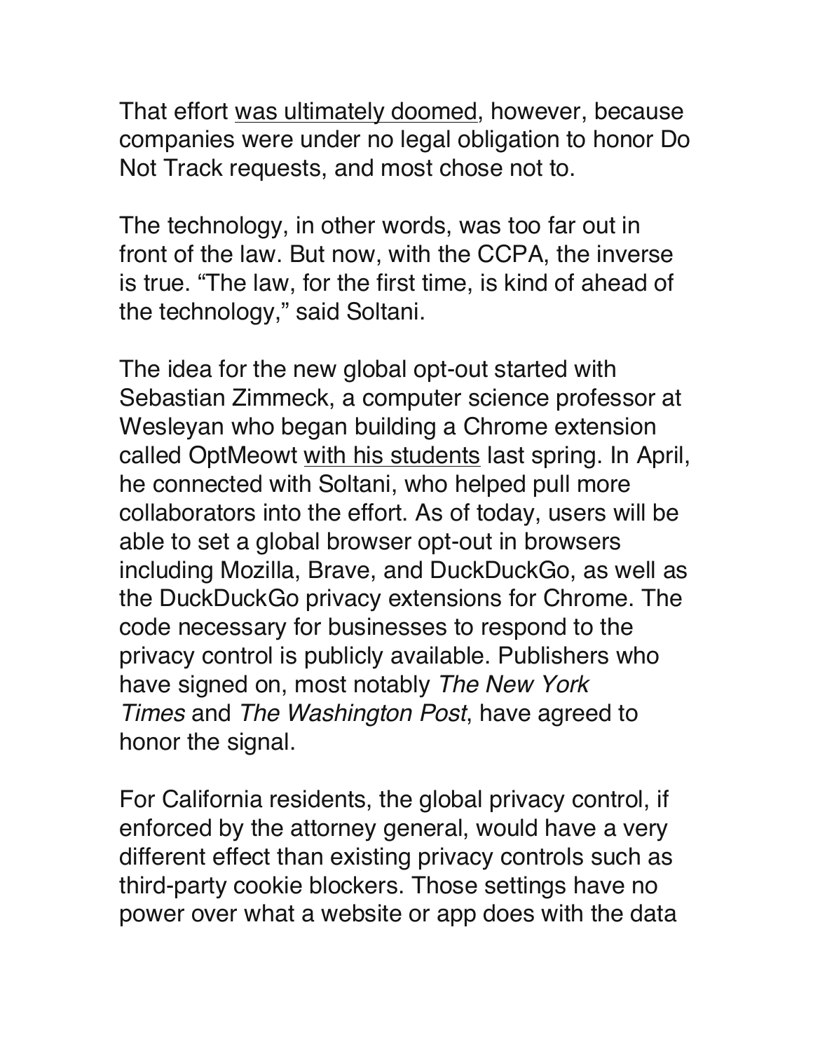That effort was ultimately doomed, however, because companies were under no legal obligation to honor Do Not Track requests, and most chose not to.

The technology, in other words, was too far out in front of the law. But now, with the CCPA, the inverse is true. “The law, for the first time, is kind of ahead of the technology,” said Soltani.

The idea for the new global opt-out started with Sebastian Zimmeck, a computer science professor at Wesleyan who began building a Chrome extension called OptMeowt with his students last spring. In April, he connected with Soltani, who helped pull more collaborators into the effort. As of today, users will be able to set a global browser opt-out in browsers including Mozilla, Brave, and DuckDuckGo, as well as the DuckDuckGo privacy extensions for Chrome. The code necessary for businesses to respond to the privacy control is publicly available. Publishers who have signed on, most notably *The New York Times* and *The Washington Post*, have agreed to honor the signal.

For California residents, the global privacy control, if enforced by the attorney general, would have a very different effect than existing privacy controls such as third-party cookie blockers. Those settings have no power over what a website or app does with the data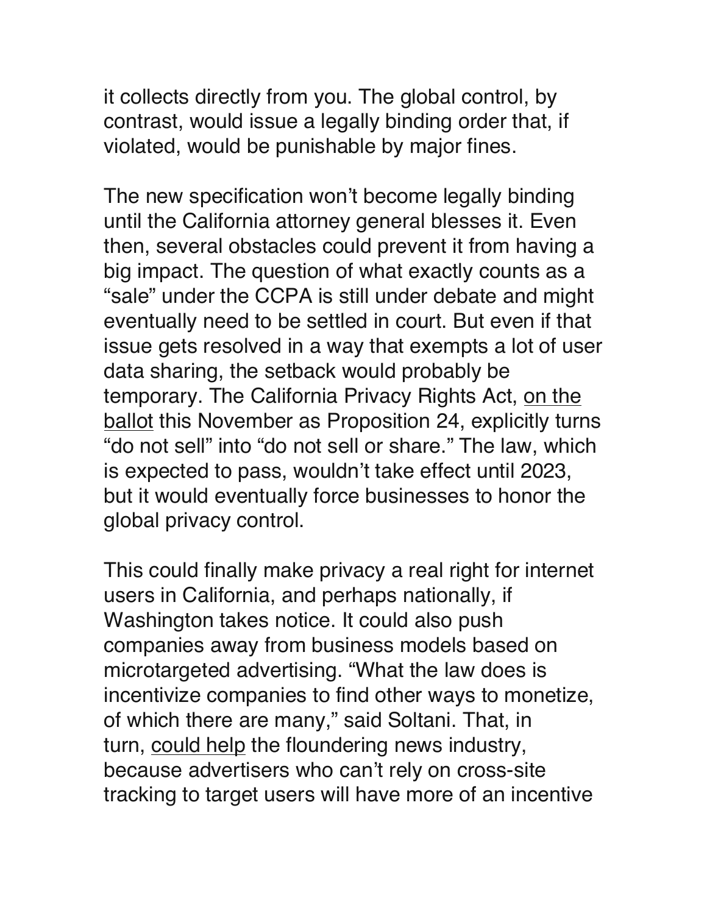it collects directly from you. The global control, by contrast, would issue a legally binding order that, if violated, would be punishable by major fines.

The new specification won't become legally binding until the California attorney general blesses it. Even then, several obstacles could prevent it from having a big impact. The question of what exactly counts as a "sale" under the CCPA is still under debate and might eventually need to be settled in court. But even if that issue gets resolved in a way that exempts a lot of user data sharing, the setback would probably be temporary. The California Privacy Rights Act, on the ballot this November as Proposition 24, explicitly turns "do not sell" into "do not sell or share." The law, which is expected to pass, wouldn't take effect until 2023, but it would eventually force businesses to honor the global privacy control.

This could finally make privacy a real right for internet users in California, and perhaps nationally, if Washington takes notice. It could also push companies away from business models based on microtargeted advertising. "What the law does is incentivize companies to find other ways to monetize, of which there are many," said Soltani. That, in turn, could help the floundering news industry, because advertisers who can't rely on cross-site tracking to target users will have more of an incentive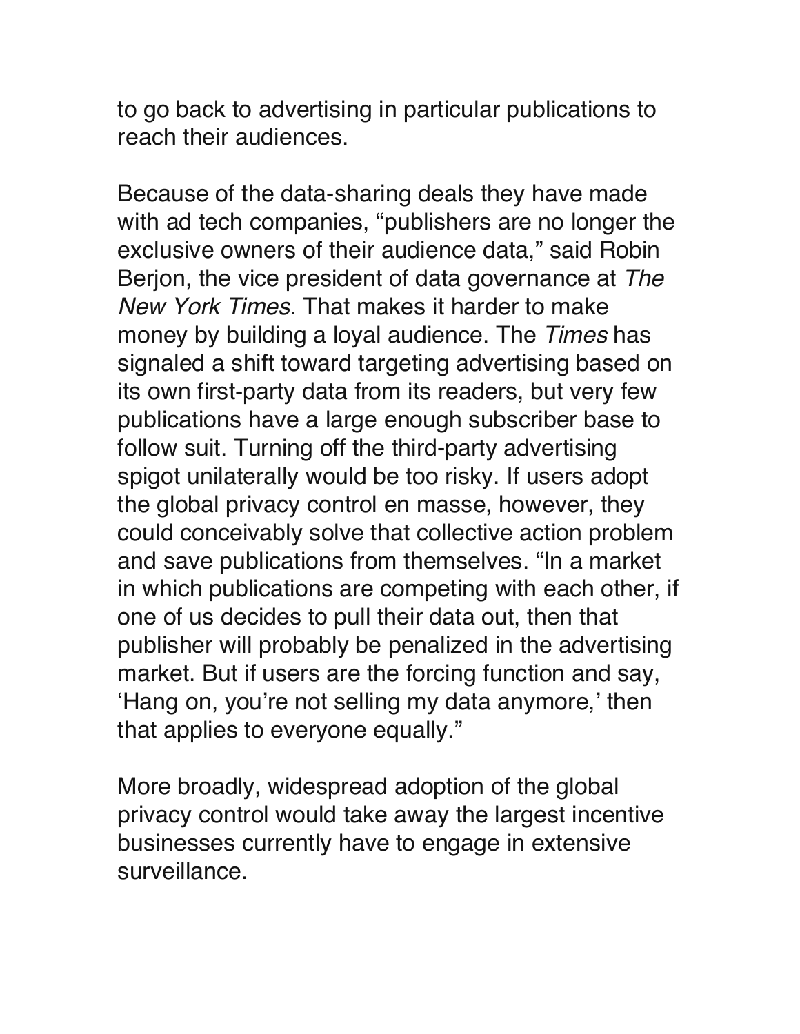to go back to advertising in particular publications to reach their audiences.

Because of the data-sharing deals they have made with ad tech companies, “publishers are no longer the exclusive owners of their audience data,” said Robin Berjon, the vice president of data governance at *The New York Times.* That makes it harder to make money by building a loyal audience. The *Times* has signaled a shift toward targeting advertising based on its own first-party data from its readers, but very few publications have a large enough subscriber base to follow suit. Turning off the third-party advertising spigot unilaterally would be too risky. If users adopt the global privacy control en masse, however, they could conceivably solve that collective action problem and save publications from themselves. “In a market in which publications are competing with each other, if one of us decides to pull their data out, then that publisher will probably be penalized in the advertising market. But if users are the forcing function and say, ‘Hang on, you’re not selling my data anymore,’ then that applies to everyone equally.”

More broadly, widespread adoption of the global privacy control would take away the largest incentive businesses currently have to engage in extensive surveillance.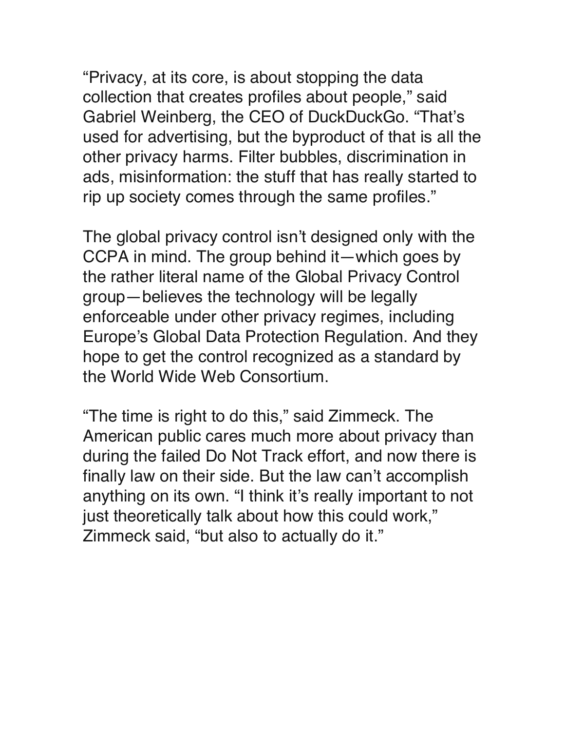"Privacy, at its core, is about stopping the data collection that creates profiles about people," said Gabriel Weinberg, the CEO of DuckDuckGo. "That's used for advertising, but the byproduct of that is all the other privacy harms. Filter bubbles, discrimination in ads, misinformation: the stuff that has really started to rip up society comes through the same profiles."

The global privacy control isn't designed only with the CCPA in mind. The group behind it—which goes by the rather literal name of the Global Privacy Control group—believes the technology will be legally enforceable under other privacy regimes, including Europe's Global Data Protection Regulation. And they hope to get the control recognized as a standard by the World Wide Web Consortium.

"The time is right to do this," said Zimmeck. The American public cares much more about privacy than during the failed Do Not Track effort, and now there is finally law on their side. But the law can't accomplish anything on its own. "I think it's really important to not just theoretically talk about how this could work," Zimmeck said, "but also to actually do it."